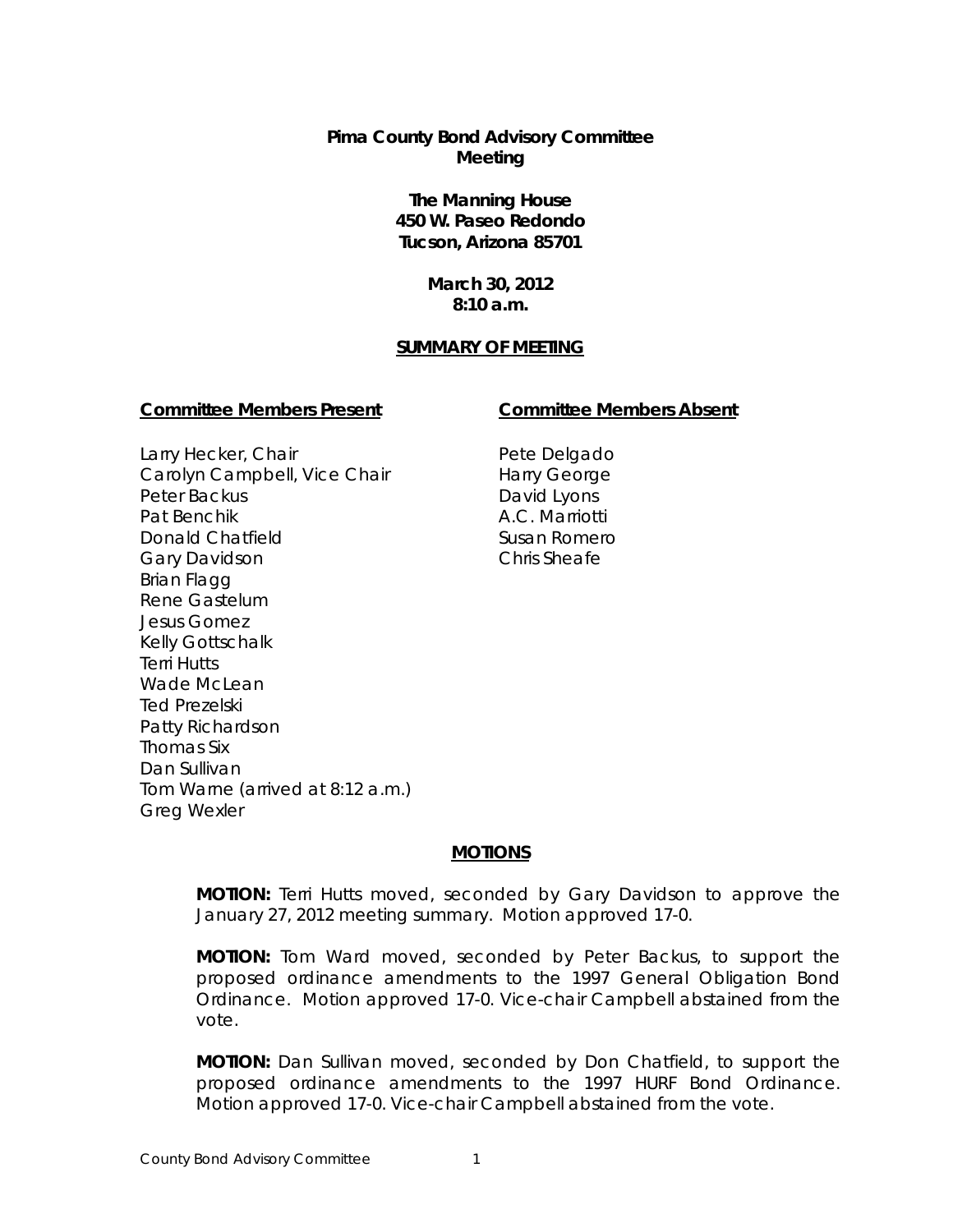**Pima County Bond Advisory Committee**
**Meeting**

**The Manning House**
**450 W. Paseo Redondo**
**Tucson, Arizona 85701**

**March 30, 2012**
**8:10 a.m.**

**SUMMARY OF MEETING**

**Committee Members Present**

Larry Hecker, Chair
Carolyn Campbell, Vice Chair
Peter Backus
Pat Benchik
Donald Chatfield
Gary Davidson
Brian Flagg
Rene Gastelum
Jesus Gomez
Kelly Gottschalk
Terri Hutts
Wade McLean
Ted Prezelski
Patty Richardson
Thomas Six
Dan Sullivan
Tom Warne (arrived at 8:12 a.m.)
Greg Wexler

**Committee Members Absent**

Pete Delgado
Harry George
David Lyons
A.C. Marriotti
Susan Romero
Chris Sheafe

**MOTIONS**

**MOTION:** Terri Hutts moved, seconded by Gary Davidson to approve the January 27, 2012 meeting summary. Motion approved 17-0.

**MOTION:** Tom Ward moved, seconded by Peter Backus, to support the proposed ordinance amendments to the 1997 General Obligation Bond Ordinance. Motion approved 17-0. Vice-chair Campbell abstained from the vote.

**MOTION:** Dan Sullivan moved, seconded by Don Chatfield, to support the proposed ordinance amendments to the 1997 HURF Bond Ordinance. Motion approved 17-0. Vice-chair Campbell abstained from the vote.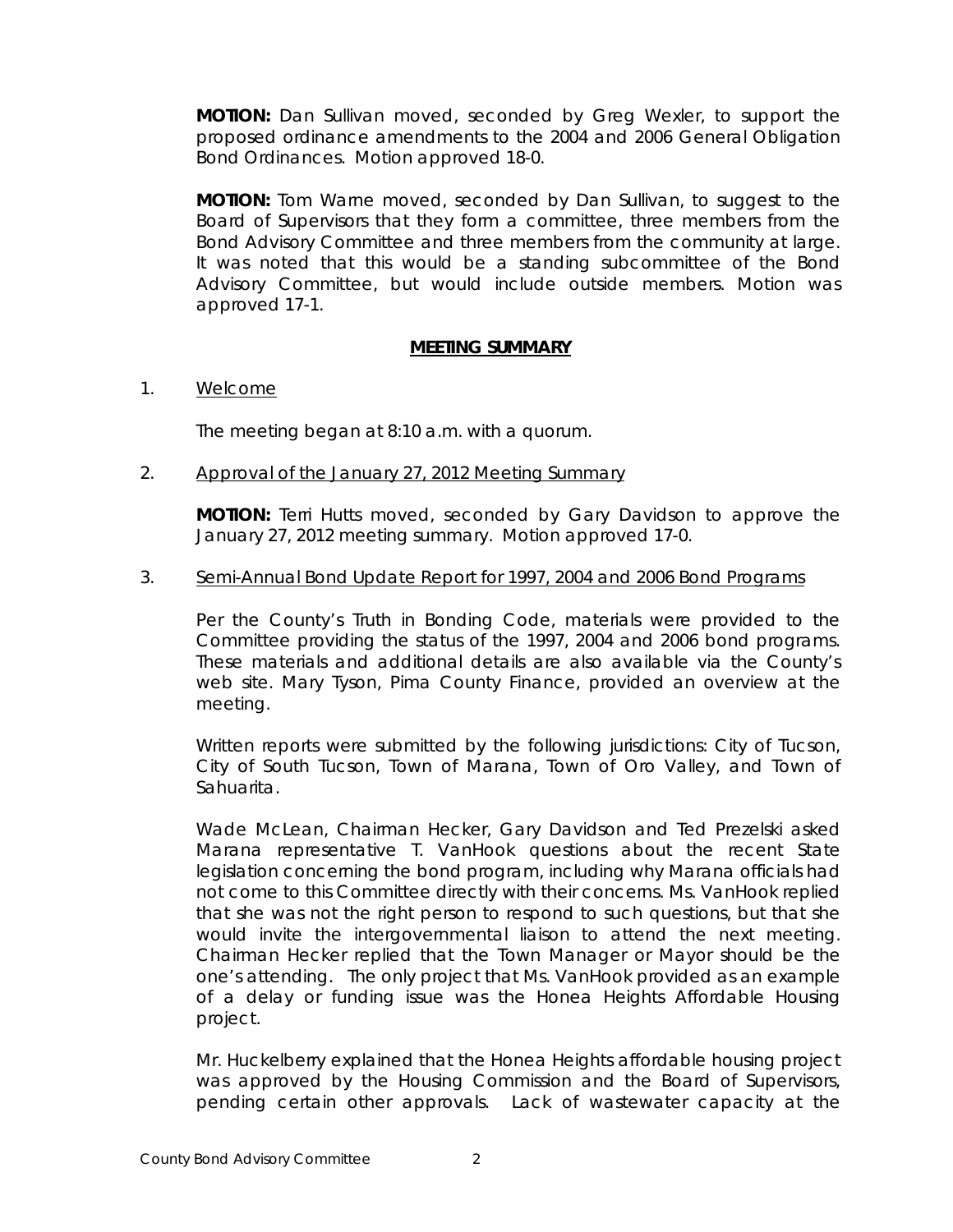**MOTION:** Dan Sullivan moved, seconded by Greg Wexler, to support the proposed ordinance amendments to the 2004 and 2006 General Obligation Bond Ordinances. Motion approved 18-0.

**MOTION:** Tom Warne moved, seconded by Dan Sullivan, to suggest to the Board of Supervisors that they form a committee, three members from the Bond Advisory Committee and three members from the community at large. It was noted that this would be a standing subcommittee of the Bond Advisory Committee, but would include outside members. Motion was approved 17-1.

## MEETING SUMMARY

1. Welcome

   The meeting began at 8:10 a.m. with a quorum.

2. Approval of the January 27, 2012 Meeting Summary

   **MOTION:** Terri Hutts moved, seconded by Gary Davidson to approve the January 27, 2012 meeting summary. Motion approved 17-0.

3. Semi-Annual Bond Update Report for 1997, 2004 and 2006 Bond Programs

   Per the County's Truth in Bonding Code, materials were provided to the Committee providing the status of the 1997, 2004 and 2006 bond programs. These materials and additional details are also available via the County's web site. Mary Tyson, Pima County Finance, provided an overview at the meeting.

   Written reports were submitted by the following jurisdictions: City of Tucson, City of South Tucson, Town of Marana, Town of Oro Valley, and Town of Sahuarita.

   Wade McLean, Chairman Hecker, Gary Davidson and Ted Prezelski asked Marana representative T. VanHook questions about the recent State legislation concerning the bond program, including why Marana officials had not come to this Committee directly with their concerns. Ms. VanHook replied that she was not the right person to respond to such questions, but that she would invite the intergovernmental liaison to attend the next meeting. Chairman Hecker replied that the Town Manager or Mayor should be the one's attending. The only project that Ms. VanHook provided as an example of a delay or funding issue was the Honea Heights Affordable Housing project.

   Mr. Huckelberry explained that the Honea Heights affordable housing project was approved by the Housing Commission and the Board of Supervisors, pending certain other approvals. Lack of wastewater capacity at the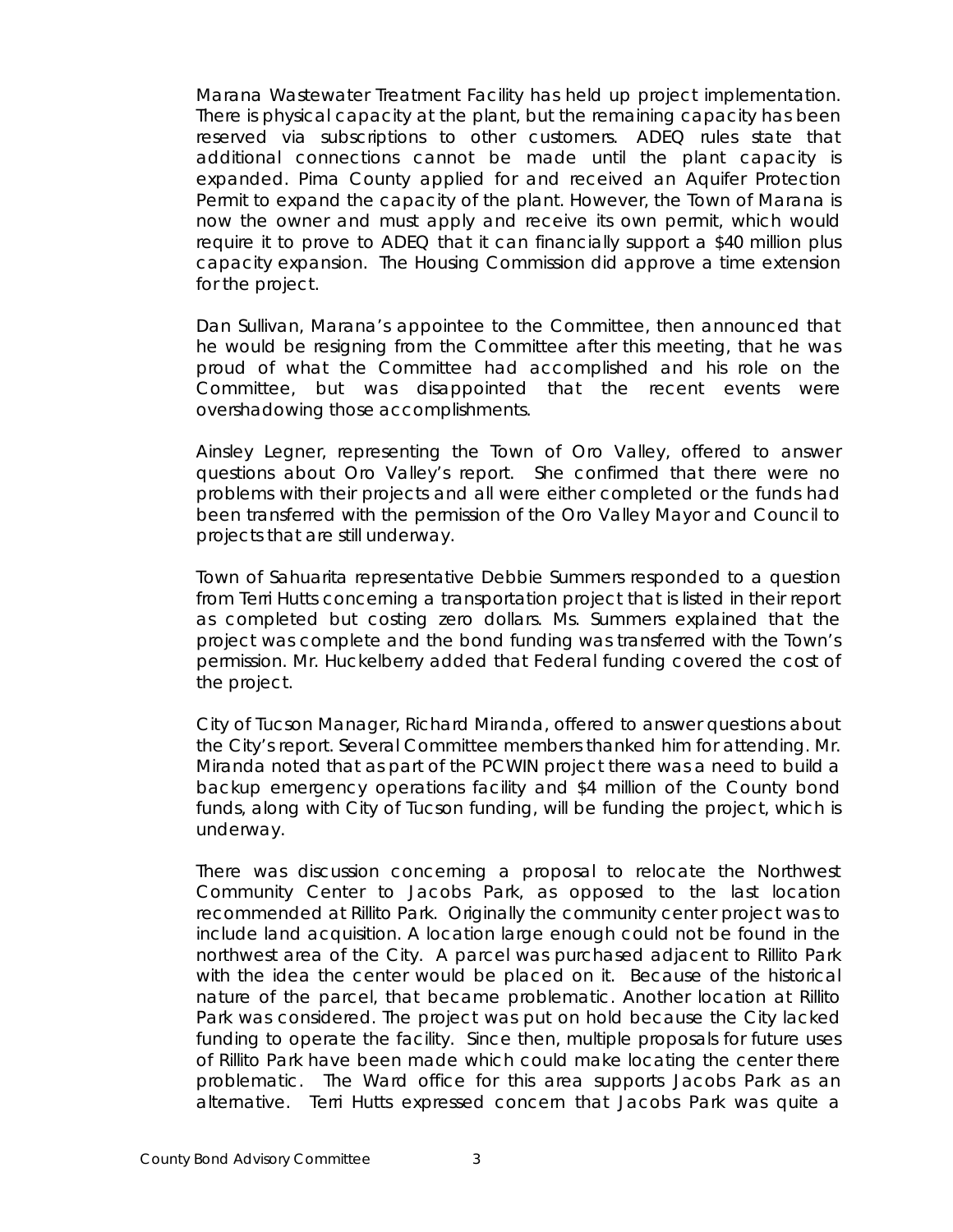Marana Wastewater Treatment Facility has held up project implementation. There is physical capacity at the plant, but the remaining capacity has been reserved via subscriptions to other customers. ADEQ rules state that additional connections cannot be made until the plant capacity is expanded. Pima County applied for and received an Aquifer Protection Permit to expand the capacity of the plant. However, the Town of Marana is now the owner and must apply and receive its own permit, which would require it to prove to ADEQ that it can financially support a $40 million plus capacity expansion. The Housing Commission did approve a time extension for the project.

Dan Sullivan, Marana's appointee to the Committee, then announced that he would be resigning from the Committee after this meeting, that he was proud of what the Committee had accomplished and his role on the Committee, but was disappointed that the recent events were overshadowing those accomplishments.

Ainsley Legner, representing the Town of Oro Valley, offered to answer questions about Oro Valley's report. She confirmed that there were no problems with their projects and all were either completed or the funds had been transferred with the permission of the Oro Valley Mayor and Council to projects that are still underway.

Town of Sahuarita representative Debbie Summers responded to a question from Terri Hutts concerning a transportation project that is listed in their report as completed but costing zero dollars. Ms. Summers explained that the project was complete and the bond funding was transferred with the Town's permission. Mr. Huckelberry added that Federal funding covered the cost of the project.

City of Tucson Manager, Richard Miranda, offered to answer questions about the City's report. Several Committee members thanked him for attending. Mr. Miranda noted that as part of the PCWIN project there was a need to build a backup emergency operations facility and $4 million of the County bond funds, along with City of Tucson funding, will be funding the project, which is underway.

There was discussion concerning a proposal to relocate the Northwest Community Center to Jacobs Park, as opposed to the last location recommended at Rillito Park. Originally the community center project was to include land acquisition. A location large enough could not be found in the northwest area of the City. A parcel was purchased adjacent to Rillito Park with the idea the center would be placed on it. Because of the historical nature of the parcel, that became problematic. Another location at Rillito Park was considered. The project was put on hold because the City lacked funding to operate the facility. Since then, multiple proposals for future uses of Rillito Park have been made which could make locating the center there problematic. The Ward office for this area supports Jacobs Park as an alternative. Terri Hutts expressed concern that Jacobs Park was quite a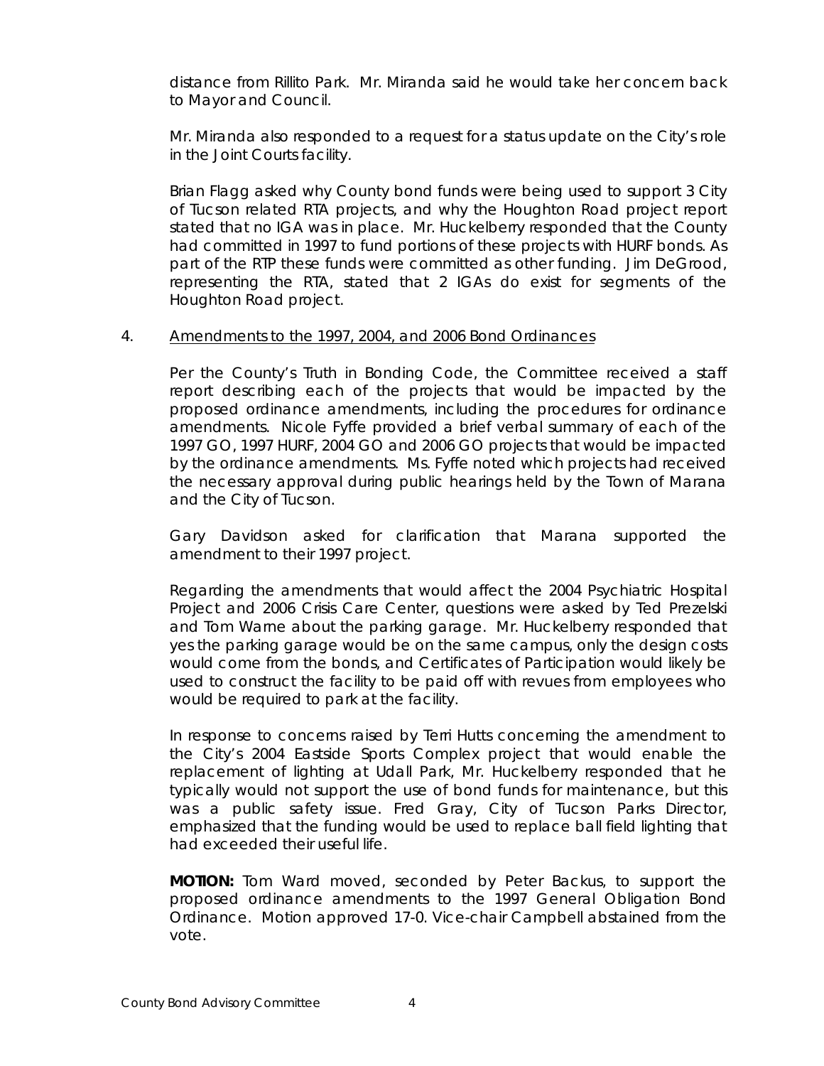distance from Rillito Park. Mr. Miranda said he would take her concern back to Mayor and Council.

Mr. Miranda also responded to a request for a status update on the City's role in the Joint Courts facility.

Brian Flagg asked why County bond funds were being used to support 3 City of Tucson related RTA projects, and why the Houghton Road project report stated that no IGA was in place. Mr. Huckelberry responded that the County had committed in 1997 to fund portions of these projects with HURF bonds. As part of the RTP these funds were committed as other funding. Jim DeGrood, representing the RTA, stated that 2 IGAs do exist for segments of the Houghton Road project.

4. Amendments to the 1997, 2004, and 2006 Bond Ordinances

Per the County's Truth in Bonding Code, the Committee received a staff report describing each of the projects that would be impacted by the proposed ordinance amendments, including the procedures for ordinance amendments. Nicole Fyffe provided a brief verbal summary of each of the 1997 GO, 1997 HURF, 2004 GO and 2006 GO projects that would be impacted by the ordinance amendments. Ms. Fyffe noted which projects had received the necessary approval during public hearings held by the Town of Marana and the City of Tucson.

Gary Davidson asked for clarification that Marana supported the amendment to their 1997 project.

Regarding the amendments that would affect the 2004 Psychiatric Hospital Project and 2006 Crisis Care Center, questions were asked by Ted Prezelski and Tom Warne about the parking garage. Mr. Huckelberry responded that yes the parking garage would be on the same campus, only the design costs would come from the bonds, and Certificates of Participation would likely be used to construct the facility to be paid off with revues from employees who would be required to park at the facility.

In response to concerns raised by Terri Hutts concerning the amendment to the City's 2004 Eastside Sports Complex project that would enable the replacement of lighting at Udall Park, Mr. Huckelberry responded that he typically would not support the use of bond funds for maintenance, but this was a public safety issue. Fred Gray, City of Tucson Parks Director, emphasized that the funding would be used to replace ball field lighting that had exceeded their useful life.

**MOTION:** Tom Ward moved, seconded by Peter Backus, to support the proposed ordinance amendments to the 1997 General Obligation Bond Ordinance. Motion approved 17-0. Vice-chair Campbell abstained from the vote.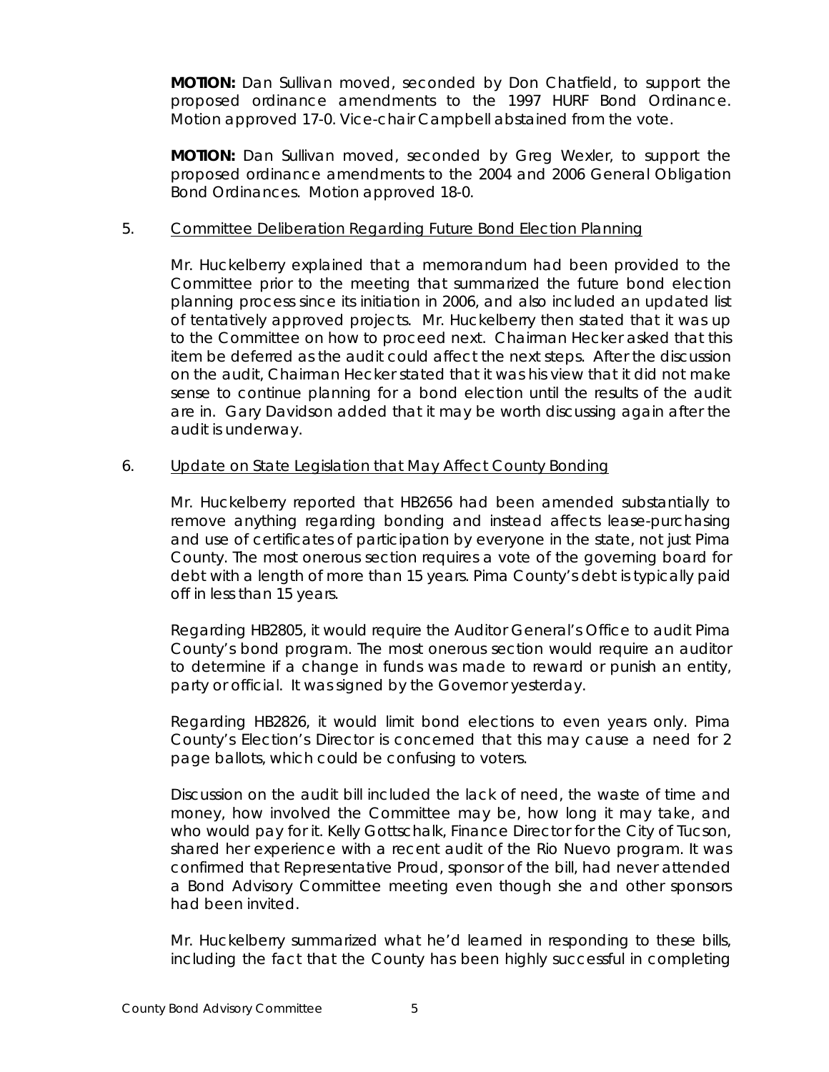**MOTION:** Dan Sullivan moved, seconded by Don Chatfield, to support the proposed ordinance amendments to the 1997 HURF Bond Ordinance. Motion approved 17-0. Vice-chair Campbell abstained from the vote.

**MOTION:** Dan Sullivan moved, seconded by Greg Wexler, to support the proposed ordinance amendments to the 2004 and 2006 General Obligation Bond Ordinances. Motion approved 18-0.

5. Committee Deliberation Regarding Future Bond Election Planning

Mr. Huckelberry explained that a memorandum had been provided to the Committee prior to the meeting that summarized the future bond election planning process since its initiation in 2006, and also included an updated list of tentatively approved projects. Mr. Huckelberry then stated that it was up to the Committee on how to proceed next. Chairman Hecker asked that this item be deferred as the audit could affect the next steps. After the discussion on the audit, Chairman Hecker stated that it was his view that it did not make sense to continue planning for a bond election until the results of the audit are in. Gary Davidson added that it may be worth discussing again after the audit is underway.

6. Update on State Legislation that May Affect County Bonding

Mr. Huckelberry reported that HB2656 had been amended substantially to remove anything regarding bonding and instead affects lease-purchasing and use of certificates of participation by everyone in the state, not just Pima County. The most onerous section requires a vote of the governing board for debt with a length of more than 15 years. Pima County's debt is typically paid off in less than 15 years.

Regarding HB2805, it would require the Auditor General's Office to audit Pima County's bond program. The most onerous section would require an auditor to determine if a change in funds was made to reward or punish an entity, party or official. It was signed by the Governor yesterday.

Regarding HB2826, it would limit bond elections to even years only. Pima County's Election's Director is concerned that this may cause a need for 2 page ballots, which could be confusing to voters.

Discussion on the audit bill included the lack of need, the waste of time and money, how involved the Committee may be, how long it may take, and who would pay for it. Kelly Gottschalk, Finance Director for the City of Tucson, shared her experience with a recent audit of the Rio Nuevo program. It was confirmed that Representative Proud, sponsor of the bill, had never attended a Bond Advisory Committee meeting even though she and other sponsors had been invited.

Mr. Huckelberry summarized what he'd learned in responding to these bills, including the fact that the County has been highly successful in completing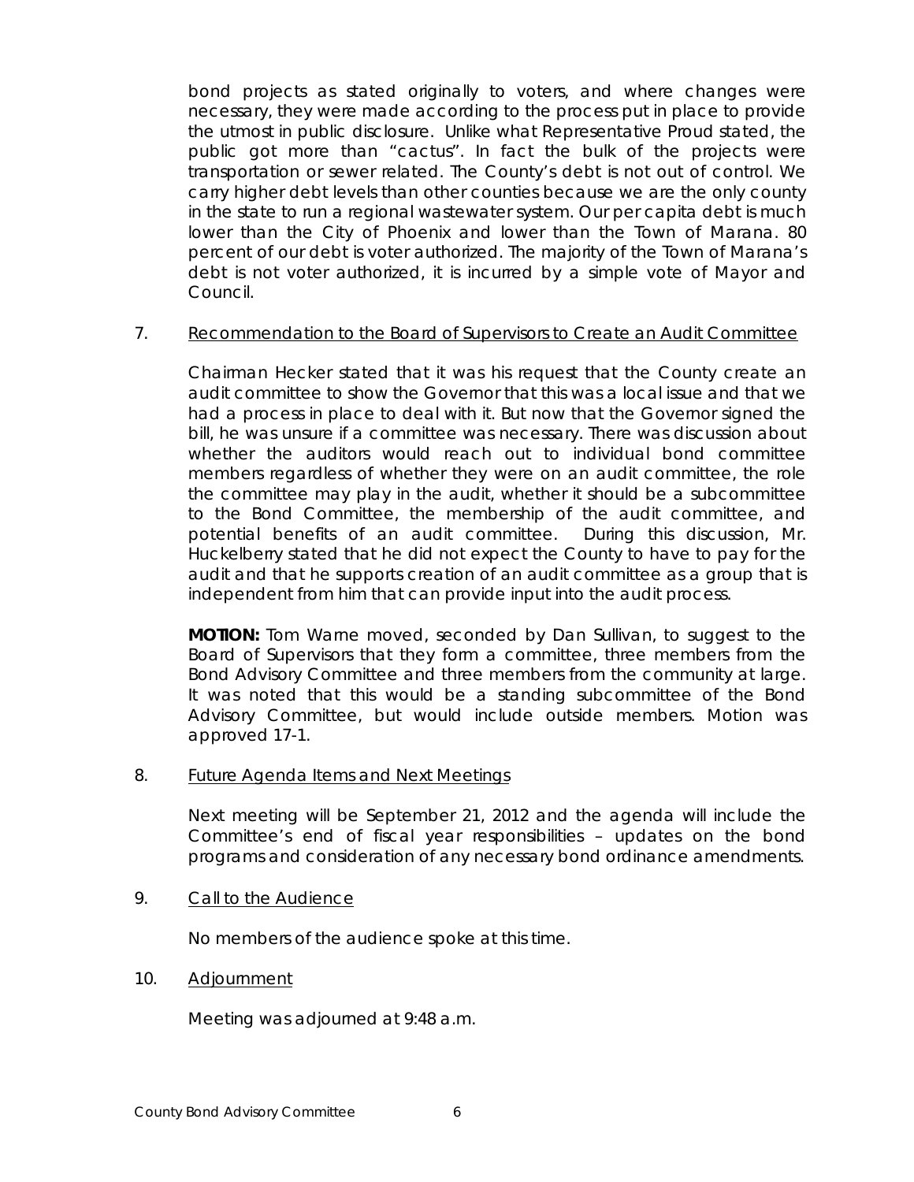bond projects as stated originally to voters, and where changes were necessary, they were made according to the process put in place to provide the utmost in public disclosure. Unlike what Representative Proud stated, the public got more than "cactus". In fact the bulk of the projects were transportation or sewer related. The County's debt is not out of control. We carry higher debt levels than other counties because we are the only county in the state to run a regional wastewater system. Our per capita debt is much lower than the City of Phoenix and lower than the Town of Marana. 80 percent of our debt is voter authorized. The majority of the Town of Marana's debt is not voter authorized, it is incurred by a simple vote of Mayor and Council.

7. <u>Recommendation to the Board of Supervisors to Create an Audit Committee</u>

Chairman Hecker stated that it was his request that the County create an audit committee to show the Governor that this was a local issue and that we had a process in place to deal with it. But now that the Governor signed the bill, he was unsure if a committee was necessary. There was discussion about whether the auditors would reach out to individual bond committee members regardless of whether they were on an audit committee, the role the committee may play in the audit, whether it should be a subcommittee to the Bond Committee, the membership of the audit committee, and potential benefits of an audit committee. During this discussion, Mr. Huckelberry stated that he did not expect the County to have to pay for the audit and that he supports creation of an audit committee as a group that is independent from him that can provide input into the audit process.

**MOTION:** Tom Warne moved, seconded by Dan Sullivan, to suggest to the Board of Supervisors that they form a committee, three members from the Bond Advisory Committee and three members from the community at large. It was noted that this would be a standing subcommittee of the Bond Advisory Committee, but would include outside members. Motion was approved 17-1.

8. <u>Future Agenda Items and Next Meetings</u>

Next meeting will be September 21, 2012 and the agenda will include the Committee's end of fiscal year responsibilities – updates on the bond programs and consideration of any necessary bond ordinance amendments.

9. <u>Call to the Audience</u>

No members of the audience spoke at this time.

10. <u>Adjournment</u>

Meeting was adjourned at 9:48 a.m.